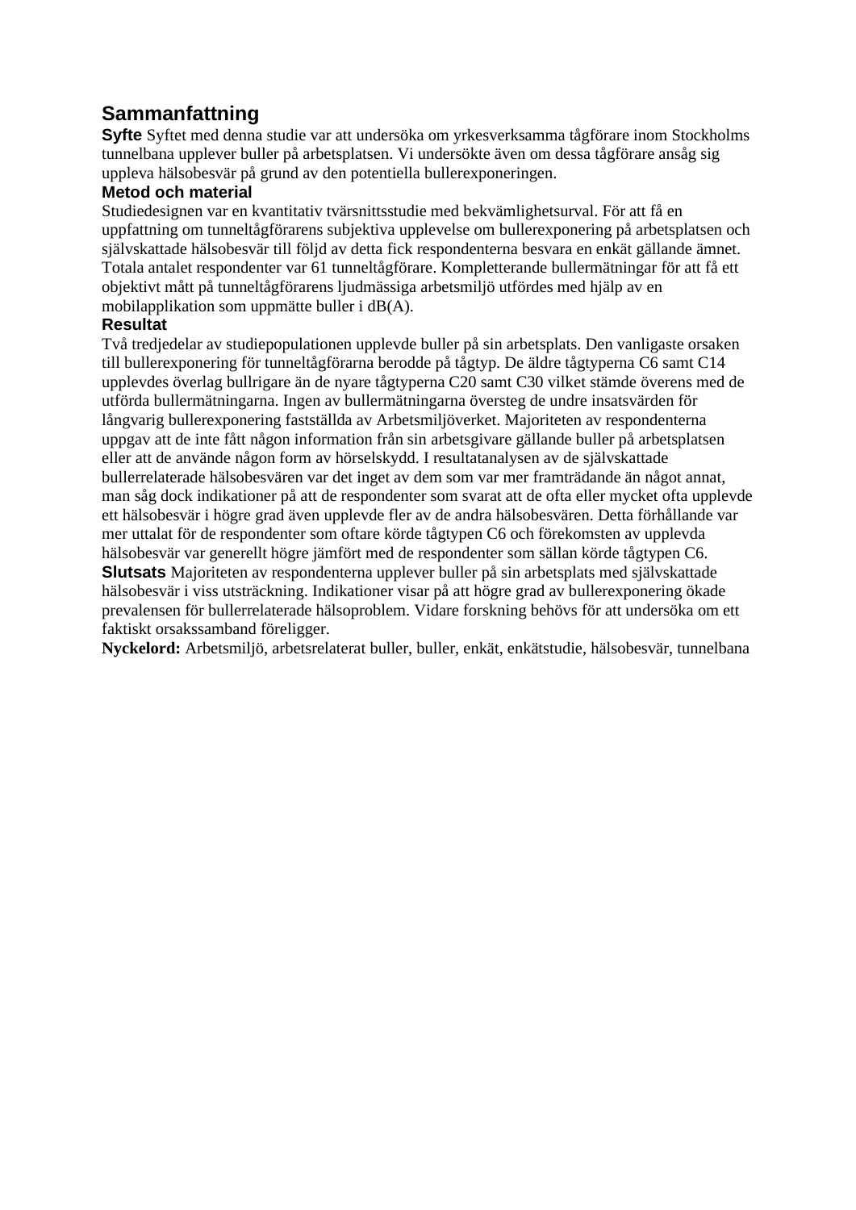## Sammanfattning

**Syfte** Syftet med denna studie var att undersöka om yrkesverksamma tågförare inom Stockholms tunnelbana upplever buller på arbetsplatsen. Vi undersökte även om dessa tågförare ansåg sig uppleva hälsobesvär på grund av den potentiella bullerexponeringen.

**Metod och material**

Studiedesignen var en kvantitativ tvärsnittsstudie med bekvämlighetsurval. För att få en uppfattning om tunneltågförarens subjektiva upplevelse om bullerexponering på arbetsplatsen och självskattade hälsobesvär till följd av detta fick respondenterna besvara en enkät gällande ämnet. Totala antalet respondenter var 61 tunneltågförare. Kompletterande bullermätningar för att få ett objektivt mått på tunneltågförarens ljudmässiga arbetsmiljö utfördes med hjälp av en mobilapplikation som uppmätte buller i dB(A).

**Resultat**

Två tredjedelar av studiepopulationen upplevde buller på sin arbetsplats. Den vanligaste orsaken till bullerexponering för tunneltågförarna berodde på tågtyp. De äldre tågtyperna C6 samt C14 upplevdes överlag bullrigare än de nyare tågtyperna C20 samt C30 vilket stämde överens med de utförda bullermätningarna. Ingen av bullermätningarna översteg de undre insatsvärden för långvarig bullerexponering fastställda av Arbetsmiljöverket. Majoriteten av respondenterna uppgav att de inte fått någon information från sin arbetsgivare gällande buller på arbetsplatsen eller att de använde någon form av hörselskydd. I resultatanalysen av de självskattade bullerrelaterade hälsobesvären var det inget av dem som var mer framträdande än något annat, man såg dock indikationer på att de respondenter som svarat att de ofta eller mycket ofta upplevde ett hälsobesvär i högre grad även upplevde fler av de andra hälsobesvären. Detta förhållande var mer uttalat för de respondenter som oftare körde tågtypen C6 och förekomsten av upplevda hälsobesvär var generellt högre jämfört med de respondenter som sällan körde tågtypen C6.

**Slutsats** Majoriteten av respondenterna upplever buller på sin arbetsplats med självskattade hälsobesvär i viss utsträckning. Indikationer visar på att högre grad av bullerexponering ökade prevalensen för bullerrelaterade hälsoproblem. Vidare forskning behövs för att undersöka om ett faktiskt orsakssamband föreligger.

**Nyckelord:** Arbetsmiljö, arbetsrelaterat buller, buller, enkät, enkätstudie, hälsobesvär, tunnelbana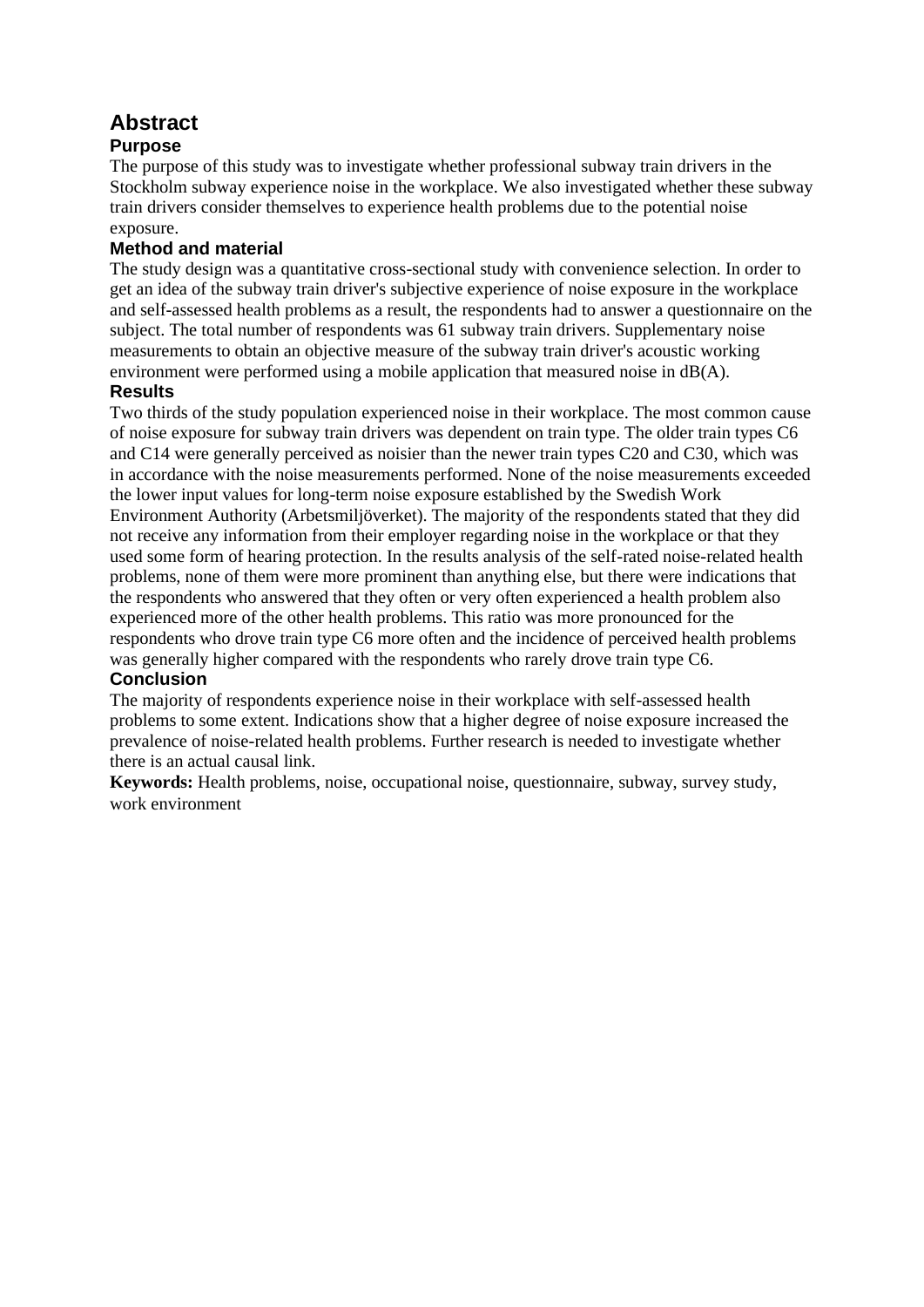# Abstract

## Purpose

The purpose of this study was to investigate whether professional subway train drivers in the Stockholm subway experience noise in the workplace. We also investigated whether these subway train drivers consider themselves to experience health problems due to the potential noise exposure.

## Method and material

The study design was a quantitative cross-sectional study with convenience selection. In order to get an idea of the subway train driver's subjective experience of noise exposure in the workplace and self-assessed health problems as a result, the respondents had to answer a questionnaire on the subject. The total number of respondents was 61 subway train drivers. Supplementary noise measurements to obtain an objective measure of the subway train driver's acoustic working environment were performed using a mobile application that measured noise in dB(A).

## Results

Two thirds of the study population experienced noise in their workplace. The most common cause of noise exposure for subway train drivers was dependent on train type. The older train types C6 and C14 were generally perceived as noisier than the newer train types C20 and C30, which was in accordance with the noise measurements performed. None of the noise measurements exceeded the lower input values for long-term noise exposure established by the Swedish Work Environment Authority (Arbetsmiljöverket). The majority of the respondents stated that they did not receive any information from their employer regarding noise in the workplace or that they used some form of hearing protection. In the results analysis of the self-rated noise-related health problems, none of them were more prominent than anything else, but there were indications that the respondents who answered that they often or very often experienced a health problem also experienced more of the other health problems. This ratio was more pronounced for the respondents who drove train type C6 more often and the incidence of perceived health problems was generally higher compared with the respondents who rarely drove train type C6.

## Conclusion

The majority of respondents experience noise in their workplace with self-assessed health problems to some extent. Indications show that a higher degree of noise exposure increased the prevalence of noise-related health problems. Further research is needed to investigate whether there is an actual causal link.

**Keywords:** Health problems, noise, occupational noise, questionnaire, subway, survey study, work environment